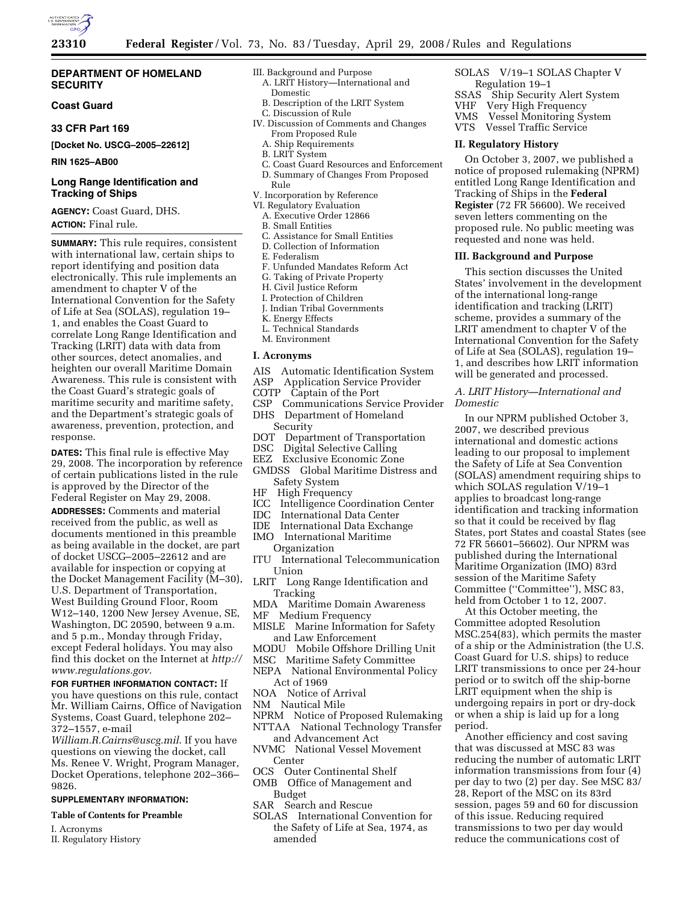# DEPARTMENT OF HOMELAND SECURITY

## Coast Guard

## 33 CFR Part 169

**[Docket No. USCG–2005–22612]**

**RIN 1625–AB00**

## Long Range Identification and Tracking of Ships

**AGENCY:** Coast Guard, DHS.

**ACTION:** Final rule.

**SUMMARY:** This rule requires, consistent with international law, certain ships to report identifying and position data electronically. This rule implements an amendment to chapter V of the International Convention for the Safety of Life at Sea (SOLAS), regulation 19–1, and enables the Coast Guard to correlate Long Range Identification and Tracking (LRIT) data with data from other sources, detect anomalies, and heighten our overall Maritime Domain Awareness. This rule is consistent with the Coast Guard's strategic goals of maritime security and maritime safety, and the Department's strategic goals of awareness, prevention, protection, and response.

**DATES:** This final rule is effective May 29, 2008. The incorporation by reference of certain publications listed in the rule is approved by the Director of the Federal Register on May 29, 2008.

**ADDRESSES:** Comments and material received from the public, as well as documents mentioned in this preamble as being available in the docket, are part of docket USCG–2005–22612 and are available for inspection or copying at the Docket Management Facility (M–30), U.S. Department of Transportation, West Building Ground Floor, Room W12–140, 1200 New Jersey Avenue, SE, Washington, DC 20590, between 9 a.m. and 5 p.m., Monday through Friday, except Federal holidays. You may also find this docket on the Internet at *http://www.regulations.gov*.

**FOR FURTHER INFORMATION CONTACT:** If you have questions on this rule, contact Mr. William Cairns, Office of Navigation Systems, Coast Guard, telephone 202–372–1557, e-mail *William.R.Cairns@uscg.mil*. If you have questions on viewing the docket, call Ms. Renee V. Wright, Program Manager, Docket Operations, telephone 202–366–9826.

**SUPPLEMENTARY INFORMATION:**

**Table of Contents for Preamble**

I. Acronyms
II. Regulatory History
III. Background and Purpose
  A. LRIT History—International and Domestic
  B. Description of the LRIT System
  C. Discussion of Rule
IV. Discussion of Comments and Changes From Proposed Rule
  A. Ship Requirements
  B. LRIT System
  C. Coast Guard Resources and Enforcement
  D. Summary of Changes From Proposed Rule
V. Incorporation by Reference
VI. Regulatory Evaluation
  A. Executive Order 12866
  B. Small Entities
  C. Assistance for Small Entities
  D. Collection of Information
  E. Federalism
  F. Unfunded Mandates Reform Act
  G. Taking of Private Property
  H. Civil Justice Reform
  I. Protection of Children
  J. Indian Tribal Governments
  K. Energy Effects
  L. Technical Standards
  M. Environment

## I. Acronyms

AIS Automatic Identification System
ASP Application Service Provider
COTP Captain of the Port
CSP Communications Service Provider
DHS Department of Homeland Security
DOT Department of Transportation
DSC Digital Selective Calling
EEZ Exclusive Economic Zone
GMDSS Global Maritime Distress and Safety System
HF High Frequency
ICC Intelligence Coordination Center
IDC International Data Center
IDE International Data Exchange
IMO International Maritime Organization
ITU International Telecommunication Union
LRIT Long Range Identification and Tracking
MDA Maritime Domain Awareness
MF Medium Frequency
MISLE Marine Information for Safety and Law Enforcement
MODU Mobile Offshore Drilling Unit
MSC Maritime Safety Committee
NEPA National Environmental Policy Act of 1969
NOA Notice of Arrival
NM Nautical Mile
NPRM Notice of Proposed Rulemaking
NTTAA National Technology Transfer and Advancement Act
NVMC National Vessel Movement Center
OCS Outer Continental Shelf
OMB Office of Management and Budget
SAR Search and Rescue
SOLAS International Convention for the Safety of Life at Sea, 1974, as amended
SOLAS V/19–1 SOLAS Chapter V Regulation 19–1
SSAS Ship Security Alert System
VHF Very High Frequency
VMS Vessel Monitoring System
VTS Vessel Traffic Service

## II. Regulatory History

On October 3, 2007, we published a notice of proposed rulemaking (NPRM) entitled Long Range Identification and Tracking of Ships in the **Federal Register** (72 FR 56600). We received seven letters commenting on the proposed rule. No public meeting was requested and none was held.

## III. Background and Purpose

This section discusses the United States' involvement in the development of the international long-range identification and tracking (LRIT) scheme, provides a summary of the LRIT amendment to chapter V of the International Convention for the Safety of Life at Sea (SOLAS), regulation 19–1, and describes how LRIT information will be generated and processed.

### *A. LRIT History—International and Domestic*

In our NPRM published October 3, 2007, we described previous international and domestic actions leading to our proposal to implement the Safety of Life at Sea Convention (SOLAS) amendment requiring ships to which SOLAS regulation V/19–1 applies to broadcast long-range identification and tracking information so that it could be received by flag States, port States and coastal States (see 72 FR 56601–56602). Our NPRM was published during the International Maritime Organization (IMO) 83rd session of the Maritime Safety Committee (''Committee''), MSC 83, held from October 1 to 12, 2007.

At this October meeting, the Committee adopted Resolution MSC.254(83), which permits the master of a ship or the Administration (the U.S. Coast Guard for U.S. ships) to reduce LRIT transmissions to once per 24-hour period or to switch off the ship-borne LRIT equipment when the ship is undergoing repairs in port or dry-dock or when a ship is laid up for a long period.

Another efficiency and cost saving that was discussed at MSC 83 was reducing the number of automatic LRIT information transmissions from four (4) per day to two (2) per day. See MSC 83/28, Report of the MSC on its 83rd session, pages 59 and 60 for discussion of this issue. Reducing required transmissions to two per day would reduce the communications cost of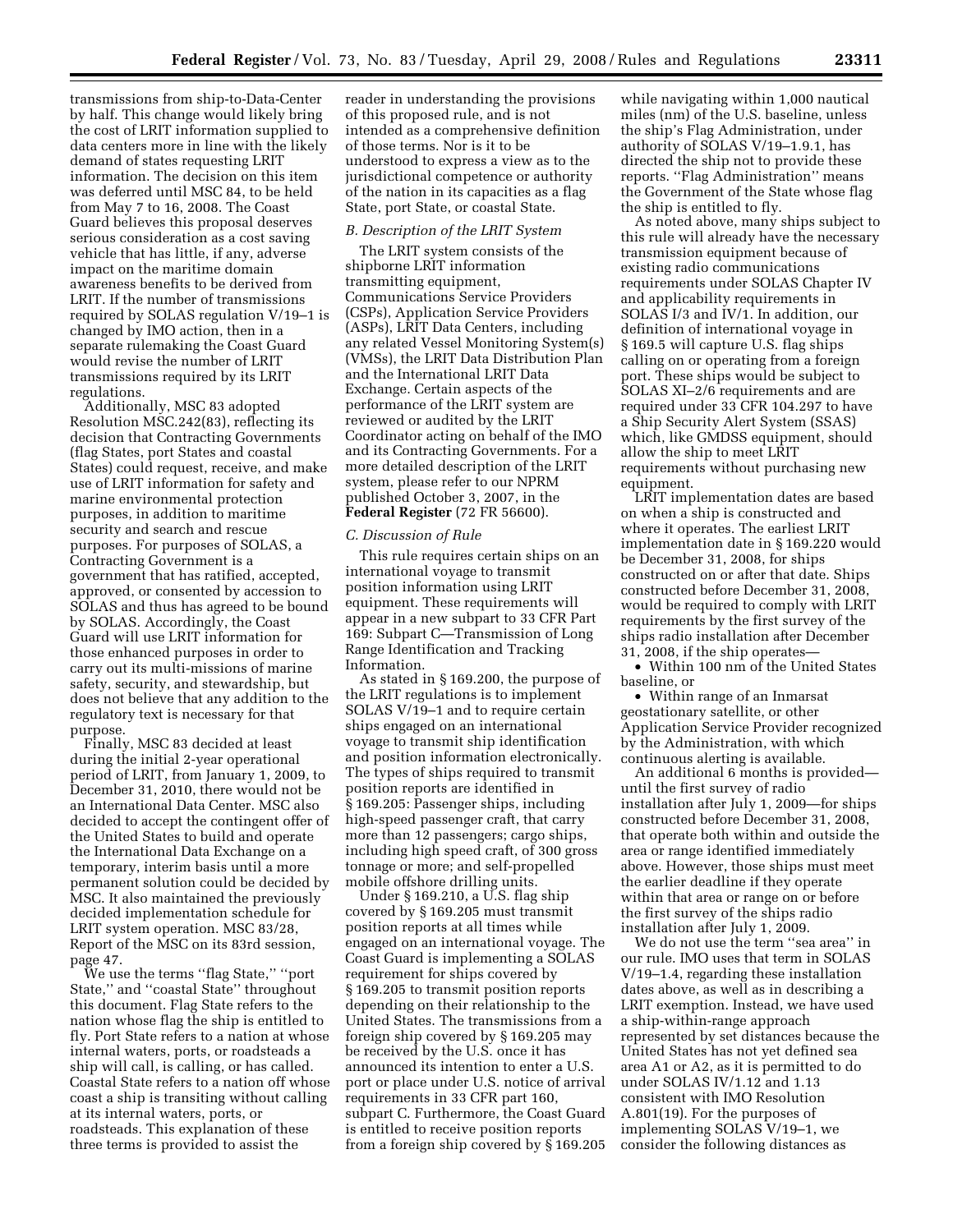transmissions from ship-to-Data-Center by half. This change would likely bring the cost of LRIT information supplied to data centers more in line with the likely demand of states requesting LRIT information. The decision on this item was deferred until MSC 84, to be held from May 7 to 16, 2008. The Coast Guard believes this proposal deserves serious consideration as a cost saving vehicle that has little, if any, adverse impact on the maritime domain awareness benefits to be derived from LRIT. If the number of transmissions required by SOLAS regulation V/19–1 is changed by IMO action, then in a separate rulemaking the Coast Guard would revise the number of LRIT transmissions required by its LRIT regulations.

Additionally, MSC 83 adopted Resolution MSC.242(83), reflecting its decision that Contracting Governments (flag States, port States and coastal States) could request, receive, and make use of LRIT information for safety and marine environmental protection purposes, in addition to maritime security and search and rescue purposes. For purposes of SOLAS, a Contracting Government is a government that has ratified, accepted, approved, or consented by accession to SOLAS and thus has agreed to be bound by SOLAS. Accordingly, the Coast Guard will use LRIT information for those enhanced purposes in order to carry out its multi-missions of marine safety, security, and stewardship, but does not believe that any addition to the regulatory text is necessary for that purpose.

Finally, MSC 83 decided at least during the initial 2-year operational period of LRIT, from January 1, 2009, to December 31, 2010, there would not be an International Data Center. MSC also decided to accept the contingent offer of the United States to build and operate the International Data Exchange on a temporary, interim basis until a more permanent solution could be decided by MSC. It also maintained the previously decided implementation schedule for LRIT system operation. MSC 83/28, Report of the MSC on its 83rd session, page 47.

We use the terms ''flag State,'' ''port State,'' and ''coastal State'' throughout this document. Flag State refers to the nation whose flag the ship is entitled to fly. Port State refers to a nation at whose internal waters, ports, or roadsteads a ship will call, is calling, or has called. Coastal State refers to a nation off whose coast a ship is transiting without calling at its internal waters, ports, or roadsteads. This explanation of these three terms is provided to assist the reader in understanding the provisions of this proposed rule, and is not intended as a comprehensive definition of those terms. Nor is it to be understood to express a view as to the jurisdictional competence or authority of the nation in its capacities as a flag State, port State, or coastal State.

### *B. Description of the LRIT System*

The LRIT system consists of the shipborne LRIT information transmitting equipment, Communications Service Providers (CSPs), Application Service Providers (ASPs), LRIT Data Centers, including any related Vessel Monitoring System(s) (VMSs), the LRIT Data Distribution Plan and the International LRIT Data Exchange. Certain aspects of the performance of the LRIT system are reviewed or audited by the LRIT Coordinator acting on behalf of the IMO and its Contracting Governments. For a more detailed description of the LRIT system, please refer to our NPRM published October 3, 2007, in the **Federal Register** (72 FR 56600).

### *C. Discussion of Rule*

This rule requires certain ships on an international voyage to transmit position information using LRIT equipment. These requirements will appear in a new subpart to 33 CFR Part 169: Subpart C—Transmission of Long Range Identification and Tracking Information.

As stated in § 169.200, the purpose of the LRIT regulations is to implement SOLAS V/19–1 and to require certain ships engaged on an international voyage to transmit ship identification and position information electronically. The types of ships required to transmit position reports are identified in § 169.205: Passenger ships, including high-speed passenger craft, that carry more than 12 passengers; cargo ships, including high speed craft, of 300 gross tonnage or more; and self-propelled mobile offshore drilling units.

Under § 169.210, a U.S. flag ship covered by § 169.205 must transmit position reports at all times while engaged on an international voyage. The Coast Guard is implementing a SOLAS requirement for ships covered by § 169.205 to transmit position reports depending on their relationship to the United States. The transmissions from a foreign ship covered by § 169.205 may be received by the U.S. once it has announced its intention to enter a U.S. port or place under U.S. notice of arrival requirements in 33 CFR part 160, subpart C. Furthermore, the Coast Guard is entitled to receive position reports from a foreign ship covered by § 169.205 while navigating within 1,000 nautical miles (nm) of the U.S. baseline, unless the ship's Flag Administration, under authority of SOLAS V/19–1.9.1, has directed the ship not to provide these reports. ''Flag Administration'' means the Government of the State whose flag the ship is entitled to fly.

As noted above, many ships subject to this rule will already have the necessary transmission equipment because of existing radio communications requirements under SOLAS Chapter IV and applicability requirements in SOLAS I/3 and IV/1. In addition, our definition of international voyage in § 169.5 will capture U.S. flag ships calling on or operating from a foreign port. These ships would be subject to SOLAS XI–2/6 requirements and are required under 33 CFR 104.297 to have a Ship Security Alert System (SSAS) which, like GMDSS equipment, should allow the ship to meet LRIT requirements without purchasing new equipment.

LRIT implementation dates are based on when a ship is constructed and where it operates. The earliest LRIT implementation date in § 169.220 would be December 31, 2008, for ships constructed on or after that date. Ships constructed before December 31, 2008, would be required to comply with LRIT requirements by the first survey of the ships radio installation after December 31, 2008, if the ship operates—

- Within 100 nm of the United States baseline, or
- Within range of an Inmarsat geostationary satellite, or other Application Service Provider recognized by the Administration, with which continuous alerting is available.

An additional 6 months is provided—until the first survey of radio installation after July 1, 2009—for ships constructed before December 31, 2008, that operate both within and outside the area or range identified immediately above. However, those ships must meet the earlier deadline if they operate within that area or range on or before the first survey of the ships radio installation after July 1, 2009.

We do not use the term ''sea area'' in our rule. IMO uses that term in SOLAS V/19–1.4, regarding these installation dates above, as well as in describing a LRIT exemption. Instead, we have used a ship-within-range approach represented by set distances because the United States has not yet defined sea area A1 or A2, as it is permitted to do under SOLAS IV/1.12 and 1.13 consistent with IMO Resolution A.801(19). For the purposes of implementing SOLAS V/19–1, we consider the following distances as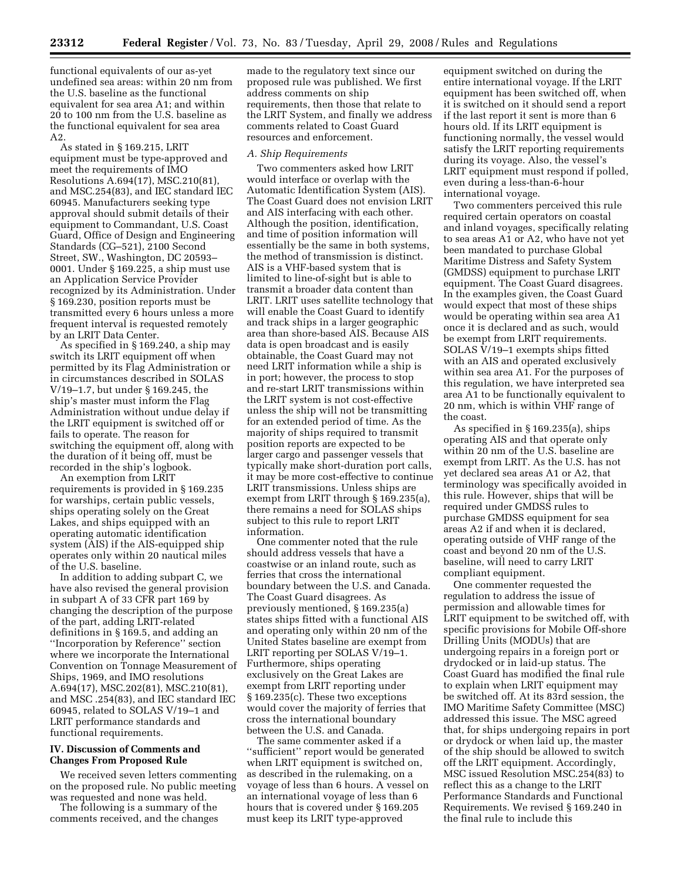functional equivalents of our as-yet undefined sea areas: within 20 nm from the U.S. baseline as the functional equivalent for sea area A1; and within 20 to 100 nm from the U.S. baseline as the functional equivalent for sea area A2.

As stated in § 169.215, LRIT equipment must be type-approved and meet the requirements of IMO Resolutions A.694(17), MSC.210(81), and MSC.254(83), and IEC standard IEC 60945. Manufacturers seeking type approval should submit details of their equipment to Commandant, U.S. Coast Guard, Office of Design and Engineering Standards (CG–521), 2100 Second Street, SW., Washington, DC 20593–0001. Under § 169.225, a ship must use an Application Service Provider recognized by its Administration. Under § 169.230, position reports must be transmitted every 6 hours unless a more frequent interval is requested remotely by an LRIT Data Center.

As specified in § 169.240, a ship may switch its LRIT equipment off when permitted by its Flag Administration or in circumstances described in SOLAS V/19–1.7, but under § 169.245, the ship's master must inform the Flag Administration without undue delay if the LRIT equipment is switched off or fails to operate. The reason for switching the equipment off, along with the duration of it being off, must be recorded in the ship's logbook.

An exemption from LRIT requirements is provided in § 169.235 for warships, certain public vessels, ships operating solely on the Great Lakes, and ships equipped with an operating automatic identification system (AIS) if the AIS-equipped ship operates only within 20 nautical miles of the U.S. baseline.

In addition to adding subpart C, we have also revised the general provision in subpart A of 33 CFR part 169 by changing the description of the purpose of the part, adding LRIT-related definitions in § 169.5, and adding an ''Incorporation by Reference'' section where we incorporate the International Convention on Tonnage Measurement of Ships, 1969, and IMO resolutions A.694(17), MSC.202(81), MSC.210(81), and MSC .254(83), and IEC standard IEC 60945, related to SOLAS V/19–1 and LRIT performance standards and functional requirements.

## IV. Discussion of Comments and Changes From Proposed Rule

We received seven letters commenting on the proposed rule. No public meeting was requested and none was held.

The following is a summary of the comments received, and the changes made to the regulatory text since our proposed rule was published. We first address comments on ship requirements, then those that relate to the LRIT System, and finally we address comments related to Coast Guard resources and enforcement.

### *A. Ship Requirements*

Two commenters asked how LRIT would interface or overlap with the Automatic Identification System (AIS). The Coast Guard does not envision LRIT and AIS interfacing with each other. Although the position, identification, and time of position information will essentially be the same in both systems, the method of transmission is distinct. AIS is a VHF-based system that is limited to line-of-sight but is able to transmit a broader data content than LRIT. LRIT uses satellite technology that will enable the Coast Guard to identify and track ships in a larger geographic area than shore-based AIS. Because AIS data is open broadcast and is easily obtainable, the Coast Guard may not need LRIT information while a ship is in port; however, the process to stop and re-start LRIT transmissions within the LRIT system is not cost-effective unless the ship will not be transmitting for an extended period of time. As the majority of ships required to transmit position reports are expected to be larger cargo and passenger vessels that typically make short-duration port calls, it may be more cost-effective to continue LRIT transmissions. Unless ships are exempt from LRIT through § 169.235(a), there remains a need for SOLAS ships subject to this rule to report LRIT information.

One commenter noted that the rule should address vessels that have a coastwise or an inland route, such as ferries that cross the international boundary between the U.S. and Canada. The Coast Guard disagrees. As previously mentioned, § 169.235(a) states ships fitted with a functional AIS and operating only within 20 nm of the United States baseline are exempt from LRIT reporting per SOLAS V/19–1. Furthermore, ships operating exclusively on the Great Lakes are exempt from LRIT reporting under § 169.235(c). These two exceptions would cover the majority of ferries that cross the international boundary between the U.S. and Canada.

The same commenter asked if a ''sufficient'' report would be generated when LRIT equipment is switched on, as described in the rulemaking, on a voyage of less than 6 hours. A vessel on an international voyage of less than 6 hours that is covered under § 169.205 must keep its LRIT type-approved equipment switched on during the entire international voyage. If the LRIT equipment has been switched off, when it is switched on it should send a report if the last report it sent is more than 6 hours old. If its LRIT equipment is functioning normally, the vessel would satisfy the LRIT reporting requirements during its voyage. Also, the vessel's LRIT equipment must respond if polled, even during a less-than-6-hour international voyage.

Two commenters perceived this rule required certain operators on coastal and inland voyages, specifically relating to sea areas A1 or A2, who have not yet been mandated to purchase Global Maritime Distress and Safety System (GMDSS) equipment to purchase LRIT equipment. The Coast Guard disagrees. In the examples given, the Coast Guard would expect that most of these ships would be operating within sea area A1 once it is declared and as such, would be exempt from LRIT requirements. SOLAS V/19–1 exempts ships fitted with an AIS and operated exclusively within sea area A1. For the purposes of this regulation, we have interpreted sea area A1 to be functionally equivalent to 20 nm, which is within VHF range of the coast.

As specified in § 169.235(a), ships operating AIS and that operate only within 20 nm of the U.S. baseline are exempt from LRIT. As the U.S. has not yet declared sea areas A1 or A2, that terminology was specifically avoided in this rule. However, ships that will be required under GMDSS rules to purchase GMDSS equipment for sea areas A2 if and when it is declared, operating outside of VHF range of the coast and beyond 20 nm of the U.S. baseline, will need to carry LRIT compliant equipment.

One commenter requested the regulation to address the issue of permission and allowable times for LRIT equipment to be switched off, with specific provisions for Mobile Off-shore Drilling Units (MODUs) that are undergoing repairs in a foreign port or drydocked or in laid-up status. The Coast Guard has modified the final rule to explain when LRIT equipment may be switched off. At its 83rd session, the IMO Maritime Safety Committee (MSC) addressed this issue. The MSC agreed that, for ships undergoing repairs in port or drydock or when laid up, the master of the ship should be allowed to switch off the LRIT equipment. Accordingly, MSC issued Resolution MSC.254(83) to reflect this as a change to the LRIT Performance Standards and Functional Requirements. We revised § 169.240 in the final rule to include this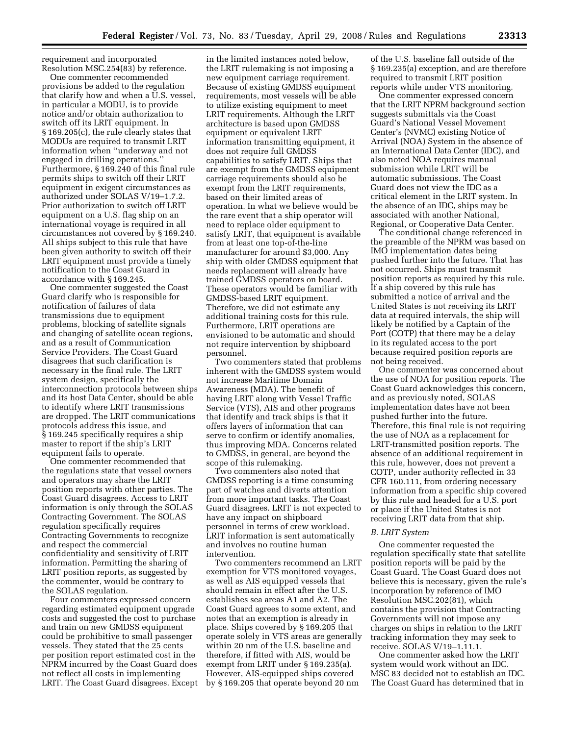requirement and incorporated Resolution MSC.254(83) by reference.

One commenter recommended provisions be added to the regulation that clarify how and when a U.S. vessel, in particular a MODU, is to provide notice and/or obtain authorization to switch off its LRIT equipment. In § 169.205(c), the rule clearly states that MODUs are required to transmit LRIT information when ''underway and not engaged in drilling operations.'' Furthermore, § 169.240 of this final rule permits ships to switch off their LRIT equipment in exigent circumstances as authorized under SOLAS V/19–1.7.2. Prior authorization to switch off LRIT equipment on a U.S. flag ship on an international voyage is required in all circumstances not covered by § 169.240. All ships subject to this rule that have been given authority to switch off their LRIT equipment must provide a timely notification to the Coast Guard in accordance with § 169.245.

One commenter suggested the Coast Guard clarify who is responsible for notification of failures of data transmissions due to equipment problems, blocking of satellite signals and changing of satellite ocean regions, and as a result of Communication Service Providers. The Coast Guard disagrees that such clarification is necessary in the final rule. The LRIT system design, specifically the interconnection protocols between ships and its host Data Center, should be able to identify where LRIT transmissions are dropped. The LRIT communications protocols address this issue, and § 169.245 specifically requires a ship master to report if the ship's LRIT equipment fails to operate.

One commenter recommended that the regulations state that vessel owners and operators may share the LRIT position reports with other parties. The Coast Guard disagrees. Access to LRIT information is only through the SOLAS Contracting Government. The SOLAS regulation specifically requires Contracting Governments to recognize and respect the commercial confidentiality and sensitivity of LRIT information. Permitting the sharing of LRIT position reports, as suggested by the commenter, would be contrary to the SOLAS regulation.

Four commenters expressed concern regarding estimated equipment upgrade costs and suggested the cost to purchase and train on new GMDSS equipment could be prohibitive to small passenger vessels. They stated that the 25 cents per position report estimated cost in the NPRM incurred by the Coast Guard does not reflect all costs in implementing LRIT. The Coast Guard disagrees. Except in the limited instances noted below, the LRIT rulemaking is not imposing a new equipment carriage requirement. Because of existing GMDSS equipment requirements, most vessels will be able to utilize existing equipment to meet LRIT requirements. Although the LRIT architecture is based upon GMDSS equipment or equivalent LRIT information transmitting equipment, it does not require full GMDSS capabilities to satisfy LRIT. Ships that are exempt from the GMDSS equipment carriage requirements should also be exempt from the LRIT requirements, based on their limited areas of operation. In what we believe would be the rare event that a ship operator will need to replace older equipment to satisfy LRIT, that equipment is available from at least one top-of-the-line manufacturer for around $3,000. Any ship with older GMDSS equipment that needs replacement will already have trained GMDSS operators on board. These operators would be familiar with GMDSS-based LRIT equipment. Therefore, we did not estimate any additional training costs for this rule. Furthermore, LRIT operations are envisioned to be automatic and should not require intervention by shipboard personnel.

Two commenters stated that problems inherent with the GMDSS system would not increase Maritime Domain Awareness (MDA). The benefit of having LRIT along with Vessel Traffic Service (VTS), AIS and other programs that identify and track ships is that it offers layers of information that can serve to confirm or identify anomalies, thus improving MDA. Concerns related to GMDSS, in general, are beyond the scope of this rulemaking.

Two commenters also noted that GMDSS reporting is a time consuming part of watches and diverts attention from more important tasks. The Coast Guard disagrees. LRIT is not expected to have any impact on shipboard personnel in terms of crew workload. LRIT information is sent automatically and involves no routine human intervention.

Two commenters recommend an LRIT exemption for VTS monitored voyages, as well as AIS equipped vessels that should remain in effect after the U.S. establishes sea areas A1 and A2. The Coast Guard agrees to some extent, and notes that an exemption is already in place. Ships covered by § 169.205 that operate solely in VTS areas are generally within 20 nm of the U.S. baseline and therefore, if fitted with AIS, would be exempt from LRIT under § 169.235(a). However, AIS-equipped ships covered by § 169.205 that operate beyond 20 nm of the U.S. baseline fall outside of the § 169.235(a) exception, and are therefore required to transmit LRIT position reports while under VTS monitoring.

One commenter expressed concern that the LRIT NPRM background section suggests submittals via the Coast Guard's National Vessel Movement Center's (NVMC) existing Notice of Arrival (NOA) System in the absence of an International Data Center (IDC), and also noted NOA requires manual submission while LRIT will be automatic submissions. The Coast Guard does not view the IDC as a critical element in the LRIT system. In the absence of an IDC, ships may be associated with another National, Regional, or Cooperative Data Center.

The conditional change referenced in the preamble of the NPRM was based on IMO implementation dates being pushed further into the future. That has not occurred. Ships must transmit position reports as required by this rule. If a ship covered by this rule has submitted a notice of arrival and the United States is not receiving its LRIT data at required intervals, the ship will likely be notified by a Captain of the Port (COTP) that there may be a delay in its regulated access to the port because required position reports are not being received.

One commenter was concerned about the use of NOA for position reports. The Coast Guard acknowledges this concern, and as previously noted, SOLAS implementation dates have not been pushed further into the future. Therefore, this final rule is not requiring the use of NOA as a replacement for LRIT-transmitted position reports. The absence of an additional requirement in this rule, however, does not prevent a COTP, under authority reflected in 33 CFR 160.111, from ordering necessary information from a specific ship covered by this rule and headed for a U.S. port or place if the United States is not receiving LRIT data from that ship.

*B. LRIT System*

One commenter requested the regulation specifically state that satellite position reports will be paid by the Coast Guard. The Coast Guard does not believe this is necessary, given the rule's incorporation by reference of IMO Resolution MSC.202(81), which contains the provision that Contracting Governments will not impose any charges on ships in relation to the LRIT tracking information they may seek to receive. SOLAS V/19–1.11.1.

One commenter asked how the LRIT system would work without an IDC. MSC 83 decided not to establish an IDC. The Coast Guard has determined that in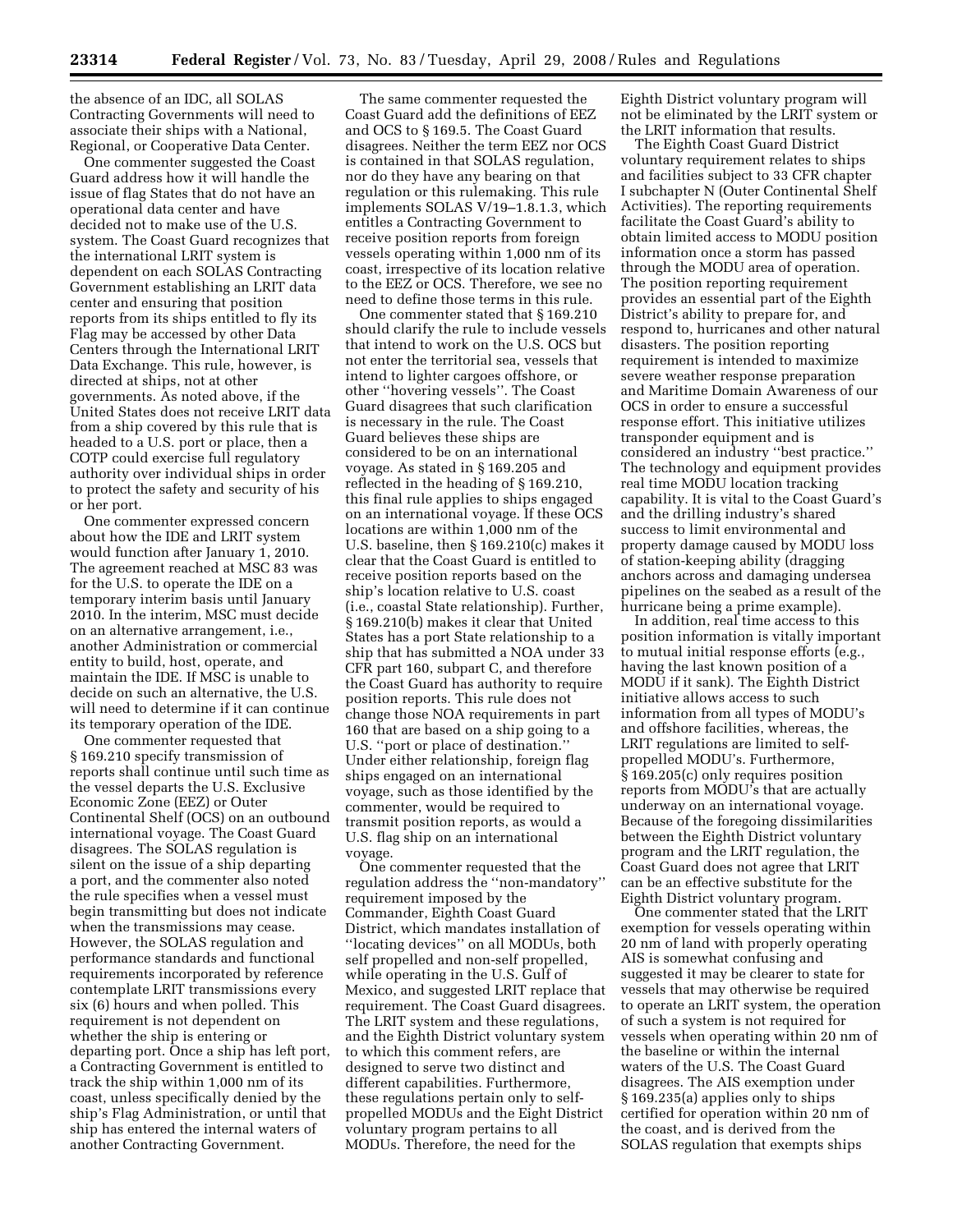the absence of an IDC, all SOLAS Contracting Governments will need to associate their ships with a National, Regional, or Cooperative Data Center.

One commenter suggested the Coast Guard address how it will handle the issue of flag States that do not have an operational data center and have decided not to make use of the U.S. system. The Coast Guard recognizes that the international LRIT system is dependent on each SOLAS Contracting Government establishing an LRIT data center and ensuring that position reports from its ships entitled to fly its Flag may be accessed by other Data Centers through the International LRIT Data Exchange. This rule, however, is directed at ships, not at other governments. As noted above, if the United States does not receive LRIT data from a ship covered by this rule that is headed to a U.S. port or place, then a COTP could exercise full regulatory authority over individual ships in order to protect the safety and security of his or her port.

One commenter expressed concern about how the IDE and LRIT system would function after January 1, 2010. The agreement reached at MSC 83 was for the U.S. to operate the IDE on a temporary interim basis until January 2010. In the interim, MSC must decide on an alternative arrangement, i.e., another Administration or commercial entity to build, host, operate, and maintain the IDE. If MSC is unable to decide on such an alternative, the U.S. will need to determine if it can continue its temporary operation of the IDE.

One commenter requested that § 169.210 specify transmission of reports shall continue until such time as the vessel departs the U.S. Exclusive Economic Zone (EEZ) or Outer Continental Shelf (OCS) on an outbound international voyage. The Coast Guard disagrees. The SOLAS regulation is silent on the issue of a ship departing a port, and the commenter also noted the rule specifies when a vessel must begin transmitting but does not indicate when the transmissions may cease. However, the SOLAS regulation and performance standards and functional requirements incorporated by reference contemplate LRIT transmissions every six (6) hours and when polled. This requirement is not dependent on whether the ship is entering or departing port. Once a ship has left port, a Contracting Government is entitled to track the ship within 1,000 nm of its coast, unless specifically denied by the ship's Flag Administration, or until that ship has entered the internal waters of another Contracting Government.

The same commenter requested the Coast Guard add the definitions of EEZ and OCS to § 169.5. The Coast Guard disagrees. Neither the term EEZ nor OCS is contained in that SOLAS regulation, nor do they have any bearing on that regulation or this rulemaking. This rule implements SOLAS V/19–1.8.1.3, which entitles a Contracting Government to receive position reports from foreign vessels operating within 1,000 nm of its coast, irrespective of its location relative to the EEZ or OCS. Therefore, we see no need to define those terms in this rule.

One commenter stated that § 169.210 should clarify the rule to include vessels that intend to work on the U.S. OCS but not enter the territorial sea, vessels that intend to lighter cargoes offshore, or other ''hovering vessels''. The Coast Guard disagrees that such clarification is necessary in the rule. The Coast Guard believes these ships are considered to be on an international voyage. As stated in § 169.205 and reflected in the heading of § 169.210, this final rule applies to ships engaged on an international voyage. If these OCS locations are within 1,000 nm of the U.S. baseline, then § 169.210(c) makes it clear that the Coast Guard is entitled to receive position reports based on the ship's location relative to U.S. coast (i.e., coastal State relationship). Further, § 169.210(b) makes it clear that United States has a port State relationship to a ship that has submitted a NOA under 33 CFR part 160, subpart C, and therefore the Coast Guard has authority to require position reports. This rule does not change those NOA requirements in part 160 that are based on a ship going to a U.S. ''port or place of destination.'' Under either relationship, foreign flag ships engaged on an international voyage, such as those identified by the commenter, would be required to transmit position reports, as would a U.S. flag ship on an international voyage.

One commenter requested that the regulation address the ''non-mandatory'' requirement imposed by the Commander, Eighth Coast Guard District, which mandates installation of ''locating devices'' on all MODUs, both self propelled and non-self propelled, while operating in the U.S. Gulf of Mexico, and suggested LRIT replace that requirement. The Coast Guard disagrees. The LRIT system and these regulations, and the Eighth District voluntary system to which this comment refers, are designed to serve two distinct and different capabilities. Furthermore, these regulations pertain only to self-propelled MODUs and the Eight District voluntary program pertains to all MODUs. Therefore, the need for the Eighth District voluntary program will not be eliminated by the LRIT system or the LRIT information that results.

The Eighth Coast Guard District voluntary requirement relates to ships and facilities subject to 33 CFR chapter I subchapter N (Outer Continental Shelf Activities). The reporting requirements facilitate the Coast Guard's ability to obtain limited access to MODU position information once a storm has passed through the MODU area of operation. The position reporting requirement provides an essential part of the Eighth District's ability to prepare for, and respond to, hurricanes and other natural disasters. The position reporting requirement is intended to maximize severe weather response preparation and Maritime Domain Awareness of our OCS in order to ensure a successful response effort. This initiative utilizes transponder equipment and is considered an industry ''best practice.'' The technology and equipment provides real time MODU location tracking capability. It is vital to the Coast Guard's and the drilling industry's shared success to limit environmental and property damage caused by MODU loss of station-keeping ability (dragging anchors across and damaging undersea pipelines on the seabed as a result of the hurricane being a prime example).

In addition, real time access to this position information is vitally important to mutual initial response efforts (e.g., having the last known position of a MODU if it sank). The Eighth District initiative allows access to such information from all types of MODU's and offshore facilities, whereas, the LRIT regulations are limited to self-propelled MODU's. Furthermore, § 169.205(c) only requires position reports from MODU's that are actually underway on an international voyage. Because of the foregoing dissimilarities between the Eighth District voluntary program and the LRIT regulation, the Coast Guard does not agree that LRIT can be an effective substitute for the Eighth District voluntary program.

One commenter stated that the LRIT exemption for vessels operating within 20 nm of land with properly operating AIS is somewhat confusing and suggested it may be clearer to state for vessels that may otherwise be required to operate an LRIT system, the operation of such a system is not required for vessels when operating within 20 nm of the baseline or within the internal waters of the U.S. The Coast Guard disagrees. The AIS exemption under § 169.235(a) applies only to ships certified for operation within 20 nm of the coast, and is derived from the SOLAS regulation that exempts ships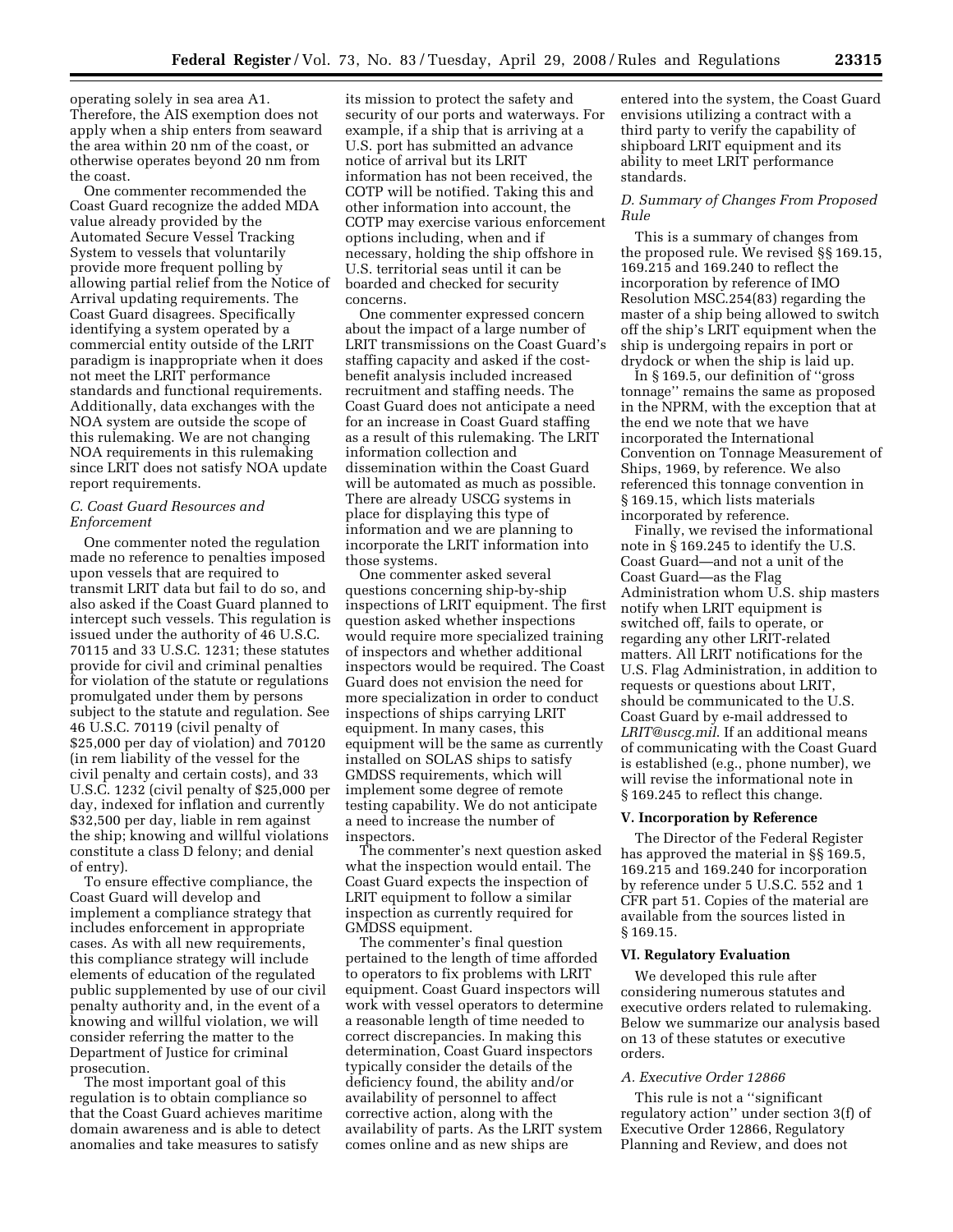operating solely in sea area A1. Therefore, the AIS exemption does not apply when a ship enters from seaward the area within 20 nm of the coast, or otherwise operates beyond 20 nm from the coast.

One commenter recommended the Coast Guard recognize the added MDA value already provided by the Automated Secure Vessel Tracking System to vessels that voluntarily provide more frequent polling by allowing partial relief from the Notice of Arrival updating requirements. The Coast Guard disagrees. Specifically identifying a system operated by a commercial entity outside of the LRIT paradigm is inappropriate when it does not meet the LRIT performance standards and functional requirements. Additionally, data exchanges with the NOA system are outside the scope of this rulemaking. We are not changing NOA requirements in this rulemaking since LRIT does not satisfy NOA update report requirements.

### C. Coast Guard Resources and Enforcement

One commenter noted the regulation made no reference to penalties imposed upon vessels that are required to transmit LRIT data but fail to do so, and also asked if the Coast Guard planned to intercept such vessels. This regulation is issued under the authority of 46 U.S.C. 70115 and 33 U.S.C. 1231; these statutes provide for civil and criminal penalties for violation of the statute or regulations promulgated under them by persons subject to the statute and regulation. See 46 U.S.C. 70119 (civil penalty of $25,000 per day of violation) and 70120 (in rem liability of the vessel for the civil penalty and certain costs), and 33 U.S.C. 1232 (civil penalty of $25,000 per day, indexed for inflation and currently $32,500 per day, liable in rem against the ship; knowing and willful violations constitute a class D felony; and denial of entry).

To ensure effective compliance, the Coast Guard will develop and implement a compliance strategy that includes enforcement in appropriate cases. As with all new requirements, this compliance strategy will include elements of education of the regulated public supplemented by use of our civil penalty authority and, in the event of a knowing and willful violation, we will consider referring the matter to the Department of Justice for criminal prosecution.

The most important goal of this regulation is to obtain compliance so that the Coast Guard achieves maritime domain awareness and is able to detect anomalies and take measures to satisfy its mission to protect the safety and security of our ports and waterways. For example, if a ship that is arriving at a U.S. port has submitted an advance notice of arrival but its LRIT information has not been received, the COTP will be notified. Taking this and other information into account, the COTP may exercise various enforcement options including, when and if necessary, holding the ship offshore in U.S. territorial seas until it can be boarded and checked for security concerns.

One commenter expressed concern about the impact of a large number of LRIT transmissions on the Coast Guard's staffing capacity and asked if the cost-benefit analysis included increased recruitment and staffing needs. The Coast Guard does not anticipate a need for an increase in Coast Guard staffing as a result of this rulemaking. The LRIT information collection and dissemination within the Coast Guard will be automated as much as possible. There are already USCG systems in place for displaying this type of information and we are planning to incorporate the LRIT information into those systems.

One commenter asked several questions concerning ship-by-ship inspections of LRIT equipment. The first question asked whether inspections would require more specialized training of inspectors and whether additional inspectors would be required. The Coast Guard does not envision the need for more specialization in order to conduct inspections of ships carrying LRIT equipment. In many cases, this equipment will be the same as currently installed on SOLAS ships to satisfy GMDSS requirements, which will implement some degree of remote testing capability. We do not anticipate a need to increase the number of inspectors.

The commenter's next question asked what the inspection would entail. The Coast Guard expects the inspection of LRIT equipment to follow a similar inspection as currently required for GMDSS equipment.

The commenter's final question pertained to the length of time afforded to operators to fix problems with LRIT equipment. Coast Guard inspectors will work with vessel operators to determine a reasonable length of time needed to correct discrepancies. In making this determination, Coast Guard inspectors typically consider the details of the deficiency found, the ability and/or availability of personnel to affect corrective action, along with the availability of parts. As the LRIT system comes online and as new ships are entered into the system, the Coast Guard envisions utilizing a contract with a third party to verify the capability of shipboard LRIT equipment and its ability to meet LRIT performance standards.

### D. Summary of Changes From Proposed Rule

This is a summary of changes from the proposed rule. We revised §§ 169.15, 169.215 and 169.240 to reflect the incorporation by reference of IMO Resolution MSC.254(83) regarding the master of a ship being allowed to switch off the ship's LRIT equipment when the ship is undergoing repairs in port or drydock or when the ship is laid up.

In § 169.5, our definition of ''gross tonnage'' remains the same as proposed in the NPRM, with the exception that at the end we note that we have incorporated the International Convention on Tonnage Measurement of Ships, 1969, by reference. We also referenced this tonnage convention in § 169.15, which lists materials incorporated by reference.

Finally, we revised the informational note in § 169.245 to identify the U.S. Coast Guard—and not a unit of the Coast Guard—as the Flag Administration whom U.S. ship masters notify when LRIT equipment is switched off, fails to operate, or regarding any other LRIT-related matters. All LRIT notifications for the U.S. Flag Administration, in addition to requests or questions about LRIT, should be communicated to the U.S. Coast Guard by e-mail addressed to *LRIT@uscg.mil*. If an additional means of communicating with the Coast Guard is established (e.g., phone number), we will revise the informational note in § 169.245 to reflect this change.

## V. Incorporation by Reference

The Director of the Federal Register has approved the material in §§ 169.5, 169.215 and 169.240 for incorporation by reference under 5 U.S.C. 552 and 1 CFR part 51. Copies of the material are available from the sources listed in § 169.15.

## VI. Regulatory Evaluation

We developed this rule after considering numerous statutes and executive orders related to rulemaking. Below we summarize our analysis based on 13 of these statutes or executive orders.

### A. Executive Order 12866

This rule is not a ''significant regulatory action'' under section 3(f) of Executive Order 12866, Regulatory Planning and Review, and does not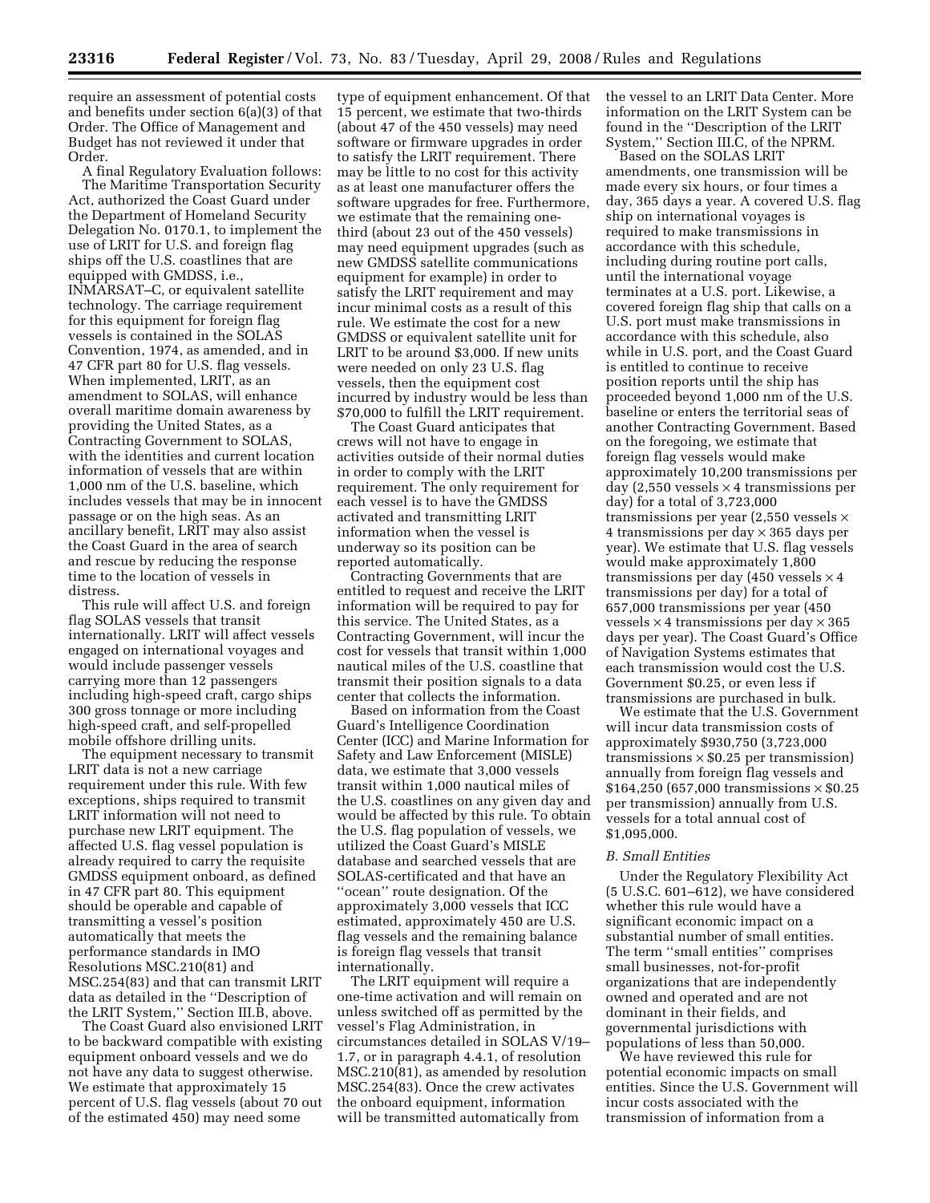require an assessment of potential costs and benefits under section 6(a)(3) of that Order. The Office of Management and Budget has not reviewed it under that Order.

A final Regulatory Evaluation follows: The Maritime Transportation Security Act, authorized the Coast Guard under the Department of Homeland Security Delegation No. 0170.1, to implement the use of LRIT for U.S. and foreign flag ships off the U.S. coastlines that are equipped with GMDSS, i.e., INMARSAT–C, or equivalent satellite technology. The carriage requirement for this equipment for foreign flag vessels is contained in the SOLAS Convention, 1974, as amended, and in 47 CFR part 80 for U.S. flag vessels. When implemented, LRIT, as an amendment to SOLAS, will enhance overall maritime domain awareness by providing the United States, as a Contracting Government to SOLAS, with the identities and current location information of vessels that are within 1,000 nm of the U.S. baseline, which includes vessels that may be in innocent passage or on the high seas. As an ancillary benefit, LRIT may also assist the Coast Guard in the area of search and rescue by reducing the response time to the location of vessels in distress.

This rule will affect U.S. and foreign flag SOLAS vessels that transit internationally. LRIT will affect vessels engaged on international voyages and would include passenger vessels carrying more than 12 passengers including high-speed craft, cargo ships 300 gross tonnage or more including high-speed craft, and self-propelled mobile offshore drilling units.

The equipment necessary to transmit LRIT data is not a new carriage requirement under this rule. With few exceptions, ships required to transmit LRIT information will not need to purchase new LRIT equipment. The affected U.S. flag vessel population is already required to carry the requisite GMDSS equipment onboard, as defined in 47 CFR part 80. This equipment should be operable and capable of transmitting a vessel's position automatically that meets the performance standards in IMO Resolutions MSC.210(81) and MSC.254(83) and that can transmit LRIT data as detailed in the ''Description of the LRIT System,'' Section III.B, above.

The Coast Guard also envisioned LRIT to be backward compatible with existing equipment onboard vessels and we do not have any data to suggest otherwise. We estimate that approximately 15 percent of U.S. flag vessels (about 70 out of the estimated 450) may need some type of equipment enhancement. Of that 15 percent, we estimate that two-thirds (about 47 of the 450 vessels) may need software or firmware upgrades in order to satisfy the LRIT requirement. There may be little to no cost for this activity as at least one manufacturer offers the software upgrades for free. Furthermore, we estimate that the remaining one-third (about 23 out of the 450 vessels) may need equipment upgrades (such as new GMDSS satellite communications equipment for example) in order to satisfy the LRIT requirement and may incur minimal costs as a result of this rule. We estimate the cost for a new GMDSS or equivalent satellite unit for LRIT to be around $3,000. If new units were needed on only 23 U.S. flag vessels, then the equipment cost incurred by industry would be less than $70,000 to fulfill the LRIT requirement.

The Coast Guard anticipates that crews will not have to engage in activities outside of their normal duties in order to comply with the LRIT requirement. The only requirement for each vessel is to have the GMDSS activated and transmitting LRIT information when the vessel is underway so its position can be reported automatically.

Contracting Governments that are entitled to request and receive the LRIT information will be required to pay for this service. The United States, as a Contracting Government, will incur the cost for vessels that transit within 1,000 nautical miles of the U.S. coastline that transmit their position signals to a data center that collects the information.

Based on information from the Coast Guard's Intelligence Coordination Center (ICC) and Marine Information for Safety and Law Enforcement (MISLE) data, we estimate that 3,000 vessels transit within 1,000 nautical miles of the U.S. coastlines on any given day and would be affected by this rule. To obtain the U.S. flag population of vessels, we utilized the Coast Guard's MISLE database and searched vessels that are SOLAS-certificated and that have an ''ocean'' route designation. Of the approximately 3,000 vessels that ICC estimated, approximately 450 are U.S. flag vessels and the remaining balance is foreign flag vessels that transit internationally.

The LRIT equipment will require a one-time activation and will remain on unless switched off as permitted by the vessel's Flag Administration, in circumstances detailed in SOLAS V/19–1.7, or in paragraph 4.4.1, of resolution MSC.210(81), as amended by resolution MSC.254(83). Once the crew activates the onboard equipment, information will be transmitted automatically from the vessel to an LRIT Data Center. More information on the LRIT System can be found in the ''Description of the LRIT System,'' Section III.C, of the NPRM.

Based on the SOLAS LRIT amendments, one transmission will be made every six hours, or four times a day, 365 days a year. A covered U.S. flag ship on international voyages is required to make transmissions in accordance with this schedule, including during routine port calls, until the international voyage terminates at a U.S. port. Likewise, a covered foreign flag ship that calls on a U.S. port must make transmissions in accordance with this schedule, also while in U.S. port, and the Coast Guard is entitled to continue to receive position reports until the ship has proceeded beyond 1,000 nm of the U.S. baseline or enters the territorial seas of another Contracting Government. Based on the foregoing, we estimate that foreign flag vessels would make approximately 10,200 transmissions per day (2,550 vessels × 4 transmissions per day) for a total of 3,723,000 transmissions per year (2,550 vessels × 4 transmissions per day × 365 days per year). We estimate that U.S. flag vessels would make approximately 1,800 transmissions per day (450 vessels × 4 transmissions per day) for a total of 657,000 transmissions per year (450 vessels × 4 transmissions per day × 365 days per year). The Coast Guard's Office of Navigation Systems estimates that each transmission would cost the U.S. Government $0.25, or even less if transmissions are purchased in bulk.

We estimate that the U.S. Government will incur data transmission costs of approximately $930,750 (3,723,000 transmissions × $0.25 per transmission) annually from foreign flag vessels and $164,250 (657,000 transmissions × $0.25 per transmission) annually from U.S. vessels for a total annual cost of $1,095,000.

### B. Small Entities

Under the Regulatory Flexibility Act (5 U.S.C. 601–612), we have considered whether this rule would have a significant economic impact on a substantial number of small entities. The term ''small entities'' comprises small businesses, not-for-profit organizations that are independently owned and operated and are not dominant in their fields, and governmental jurisdictions with populations of less than 50,000.

We have reviewed this rule for potential economic impacts on small entities. Since the U.S. Government will incur costs associated with the transmission of information from a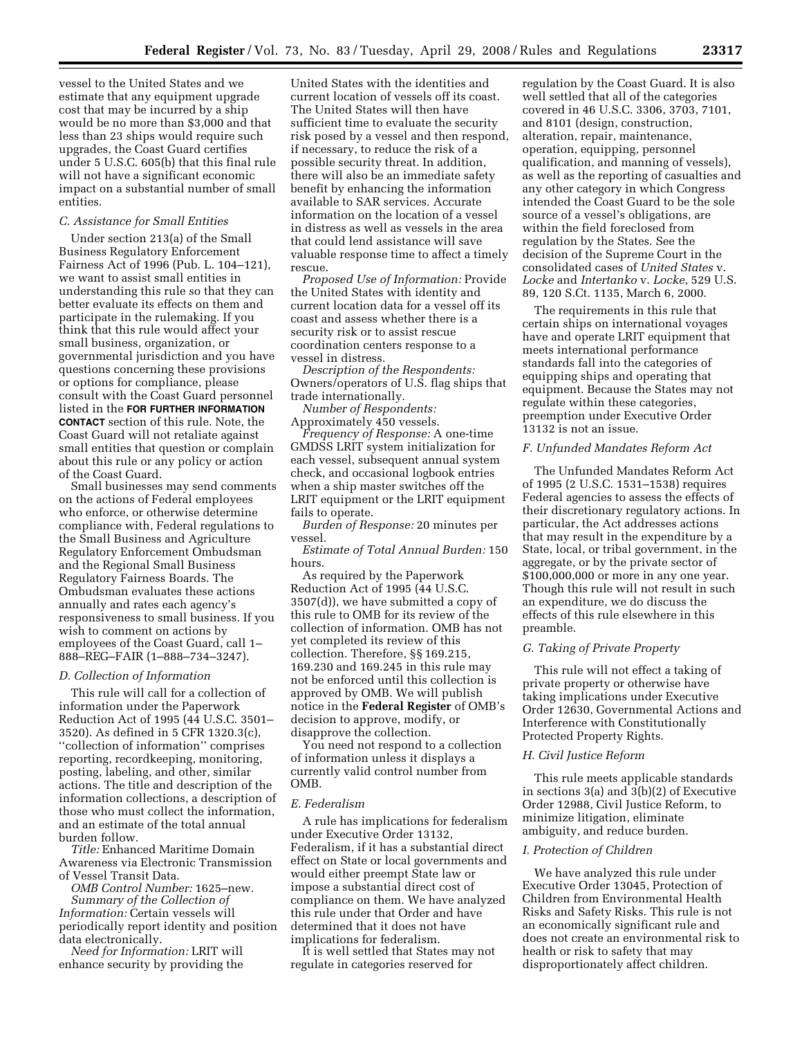vessel to the United States and we estimate that any equipment upgrade cost that may be incurred by a ship would be no more than $3,000 and that less than 23 ships would require such upgrades, the Coast Guard certifies under 5 U.S.C. 605(b) that this final rule will not have a significant economic impact on a substantial number of small entities.

### *C. Assistance for Small Entities*

Under section 213(a) of the Small Business Regulatory Enforcement Fairness Act of 1996 (Pub. L. 104–121), we want to assist small entities in understanding this rule so that they can better evaluate its effects on them and participate in the rulemaking. If you think that this rule would affect your small business, organization, or governmental jurisdiction and you have questions concerning these provisions or options for compliance, please consult with the Coast Guard personnel listed in the **FOR FURTHER INFORMATION CONTACT** section of this rule. Note, the Coast Guard will not retaliate against small entities that question or complain about this rule or any policy or action of the Coast Guard.

Small businesses may send comments on the actions of Federal employees who enforce, or otherwise determine compliance with, Federal regulations to the Small Business and Agriculture Regulatory Enforcement Ombudsman and the Regional Small Business Regulatory Fairness Boards. The Ombudsman evaluates these actions annually and rates each agency's responsiveness to small business. If you wish to comment on actions by employees of the Coast Guard, call 1–888–REG–FAIR (1–888–734–3247).

### *D. Collection of Information*

This rule will call for a collection of information under the Paperwork Reduction Act of 1995 (44 U.S.C. 3501–3520). As defined in 5 CFR 1320.3(c), ''collection of information'' comprises reporting, recordkeeping, monitoring, posting, labeling, and other, similar actions. The title and description of the information collections, a description of those who must collect the information, and an estimate of the total annual burden follow.

*Title:* Enhanced Maritime Domain Awareness via Electronic Transmission of Vessel Transit Data.

*OMB Control Number:* 1625–new.

*Summary of the Collection of Information:* Certain vessels will periodically report identity and position data electronically.

*Need for Information:* LRIT will enhance security by providing the United States with the identities and current location of vessels off its coast. The United States will then have sufficient time to evaluate the security risk posed by a vessel and then respond, if necessary, to reduce the risk of a possible security threat. In addition, there will also be an immediate safety benefit by enhancing the information available to SAR services. Accurate information on the location of a vessel in distress as well as vessels in the area that could lend assistance will save valuable response time to affect a timely rescue.

*Proposed Use of Information:* Provide the United States with identity and current location data for a vessel off its coast and assess whether there is a security risk or to assist rescue coordination centers response to a vessel in distress.

*Description of the Respondents:* Owners/operators of U.S. flag ships that trade internationally.

*Number of Respondents:* Approximately 450 vessels.

*Frequency of Response:* A one-time GMDSS LRIT system initialization for each vessel, subsequent annual system check, and occasional logbook entries when a ship master switches off the LRIT equipment or the LRIT equipment fails to operate.

*Burden of Response:* 20 minutes per vessel.

*Estimate of Total Annual Burden:* 150 hours.

As required by the Paperwork Reduction Act of 1995 (44 U.S.C. 3507(d)), we have submitted a copy of this rule to OMB for its review of the collection of information. OMB has not yet completed its review of this collection. Therefore, §§ 169.215, 169.230 and 169.245 in this rule may not be enforced until this collection is approved by OMB. We will publish notice in the **Federal Register** of OMB's decision to approve, modify, or disapprove the collection.

You need not respond to a collection of information unless it displays a currently valid control number from OMB.

### *E. Federalism*

A rule has implications for federalism under Executive Order 13132, Federalism, if it has a substantial direct effect on State or local governments and would either preempt State law or impose a substantial direct cost of compliance on them. We have analyzed this rule under that Order and have determined that it does not have implications for federalism.

It is well settled that States may not regulate in categories reserved for regulation by the Coast Guard. It is also well settled that all of the categories covered in 46 U.S.C. 3306, 3703, 7101, and 8101 (design, construction, alteration, repair, maintenance, operation, equipping, personnel qualification, and manning of vessels), as well as the reporting of casualties and any other category in which Congress intended the Coast Guard to be the sole source of a vessel's obligations, are within the field foreclosed from regulation by the States. See the decision of the Supreme Court in the consolidated cases of *United States* v. *Locke* and *Intertanko* v. *Locke*, 529 U.S. 89, 120 S.Ct. 1135, March 6, 2000.

The requirements in this rule that certain ships on international voyages have and operate LRIT equipment that meets international performance standards fall into the categories of equipping ships and operating that equipment. Because the States may not regulate within these categories, preemption under Executive Order 13132 is not an issue.

### *F. Unfunded Mandates Reform Act*

The Unfunded Mandates Reform Act of 1995 (2 U.S.C. 1531–1538) requires Federal agencies to assess the effects of their discretionary regulatory actions. In particular, the Act addresses actions that may result in the expenditure by a State, local, or tribal government, in the aggregate, or by the private sector of $100,000,000 or more in any one year. Though this rule will not result in such an expenditure, we do discuss the effects of this rule elsewhere in this preamble.

### *G. Taking of Private Property*

This rule will not effect a taking of private property or otherwise have taking implications under Executive Order 12630, Governmental Actions and Interference with Constitutionally Protected Property Rights.

### *H. Civil Justice Reform*

This rule meets applicable standards in sections 3(a) and 3(b)(2) of Executive Order 12988, Civil Justice Reform, to minimize litigation, eliminate ambiguity, and reduce burden.

### *I. Protection of Children*

We have analyzed this rule under Executive Order 13045, Protection of Children from Environmental Health Risks and Safety Risks. This rule is not an economically significant rule and does not create an environmental risk to health or risk to safety that may disproportionately affect children.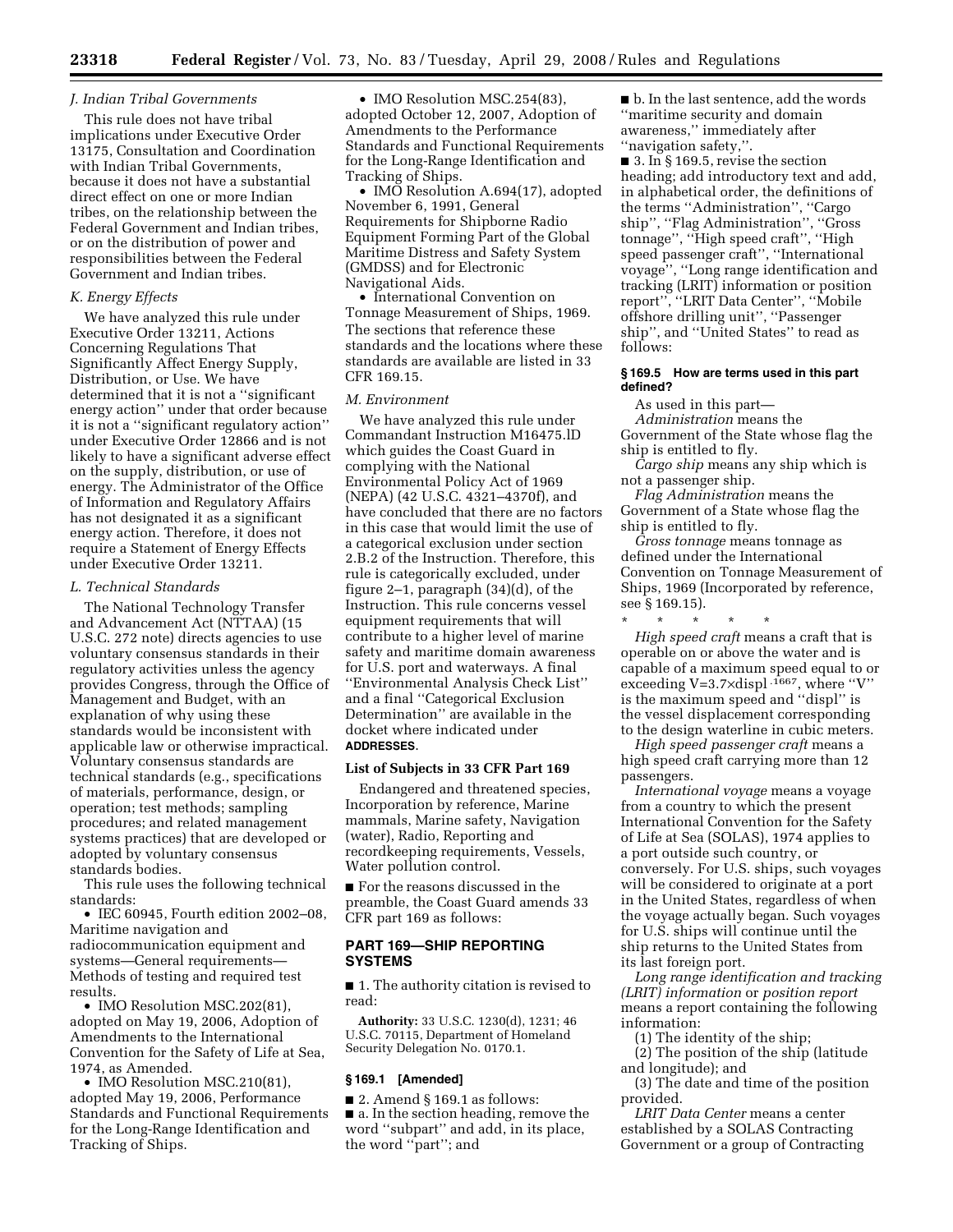### J. Indian Tribal Governments

This rule does not have tribal implications under Executive Order 13175, Consultation and Coordination with Indian Tribal Governments, because it does not have a substantial direct effect on one or more Indian tribes, on the relationship between the Federal Government and Indian tribes, or on the distribution of power and responsibilities between the Federal Government and Indian tribes.

### K. Energy Effects

We have analyzed this rule under Executive Order 13211, Actions Concerning Regulations That Significantly Affect Energy Supply, Distribution, or Use. We have determined that it is not a "significant energy action" under that order because it is not a "significant regulatory action" under Executive Order 12866 and is not likely to have a significant adverse effect on the supply, distribution, or use of energy. The Administrator of the Office of Information and Regulatory Affairs has not designated it as a significant energy action. Therefore, it does not require a Statement of Energy Effects under Executive Order 13211.

### L. Technical Standards

The National Technology Transfer and Advancement Act (NTTAA) (15 U.S.C. 272 note) directs agencies to use voluntary consensus standards in their regulatory activities unless the agency provides Congress, through the Office of Management and Budget, with an explanation of why using these standards would be inconsistent with applicable law or otherwise impractical. Voluntary consensus standards are technical standards (e.g., specifications of materials, performance, design, or operation; test methods; sampling procedures; and related management systems practices) that are developed or adopted by voluntary consensus standards bodies.

This rule uses the following technical standards:

- IEC 60945, Fourth edition 2002–08, Maritime navigation and radiocommunication equipment and systems—General requirements—Methods of testing and required test results.
- IMO Resolution MSC.202(81), adopted on May 19, 2006, Adoption of Amendments to the International Convention for the Safety of Life at Sea, 1974, as Amended.
- IMO Resolution MSC.210(81), adopted May 19, 2006, Performance Standards and Functional Requirements for the Long-Range Identification and Tracking of Ships.
- IMO Resolution MSC.254(83), adopted October 12, 2007, Adoption of Amendments to the Performance Standards and Functional Requirements for the Long-Range Identification and Tracking of Ships.
- IMO Resolution A.694(17), adopted November 6, 1991, General Requirements for Shipborne Radio Equipment Forming Part of the Global Maritime Distress and Safety System (GMDSS) and for Electronic Navigational Aids.
- International Convention on Tonnage Measurement of Ships, 1969.

The sections that reference these standards and the locations where these standards are available are listed in 33 CFR 169.15.

### M. Environment

We have analyzed this rule under Commandant Instruction M16475.lD which guides the Coast Guard in complying with the National Environmental Policy Act of 1969 (NEPA) (42 U.S.C. 4321–4370f), and have concluded that there are no factors in this case that would limit the use of a categorical exclusion under section 2.B.2 of the Instruction. Therefore, this rule is categorically excluded, under figure 2–1, paragraph (34)(d), of the Instruction. This rule concerns vessel equipment requirements that will contribute to a higher level of marine safety and maritime domain awareness for U.S. port and waterways. A final "Environmental Analysis Check List" and a final "Categorical Exclusion Determination" are available in the docket where indicated under **ADDRESSES**.

### List of Subjects in 33 CFR Part 169

Endangered and threatened species, Incorporation by reference, Marine mammals, Marine safety, Navigation (water), Radio, Reporting and recordkeeping requirements, Vessels, Water pollution control.

■ For the reasons discussed in the preamble, the Coast Guard amends 33 CFR part 169 as follows:

## PART 169—SHIP REPORTING SYSTEMS

■ 1. The authority citation is revised to read:

**Authority:** 33 U.S.C. 1230(d), 1231; 46 U.S.C. 70115, Department of Homeland Security Delegation No. 0170.1.

### § 169.1 [Amended]

■ 2. Amend § 169.1 as follows:

■ a. In the section heading, remove the word "subpart" and add, in its place, the word "part"; and

■ b. In the last sentence, add the words "maritime security and domain awareness," immediately after "navigation safety,".

■ 3. In § 169.5, revise the section heading; add introductory text and add, in alphabetical order, the definitions of the terms "Administration", "Cargo ship", "Flag Administration", "Gross tonnage", "High speed craft", "High speed passenger craft", "International voyage", "Long range identification and tracking (LRIT) information or position report", "LRIT Data Center", "Mobile offshore drilling unit", "Passenger ship", and "United States" to read as follows:

### § 169.5 How are terms used in this part defined?

As used in this part—

*Administration* means the Government of the State whose flag the ship is entitled to fly.

*Cargo ship* means any ship which is not a passenger ship.

*Flag Administration* means the Government of a State whose flag the ship is entitled to fly.

*Gross tonnage* means tonnage as defined under the International Convention on Tonnage Measurement of Ships, 1969 (Incorporated by reference, see § 169.15).

\* \* \* \* \*

*High speed craft* means a craft that is operable on or above the water and is capable of a maximum speed equal to or exceeding $V=3.7 \times displ^{.1667}$, where "V" is the maximum speed and "displ" is the vessel displacement corresponding to the design waterline in cubic meters.

*High speed passenger craft* means a high speed craft carrying more than 12 passengers.

*International voyage* means a voyage from a country to which the present International Convention for the Safety of Life at Sea (SOLAS), 1974 applies to a port outside such country, or conversely. For U.S. ships, such voyages will be considered to originate at a port in the United States, regardless of when the voyage actually began. Such voyages for U.S. ships will continue until the ship returns to the United States from its last foreign port.

*Long range identification and tracking (LRIT) information* or *position report* means a report containing the following information:

(1) The identity of the ship;

(2) The position of the ship (latitude and longitude); and

(3) The date and time of the position provided.

*LRIT Data Center* means a center established by a SOLAS Contracting Government or a group of Contracting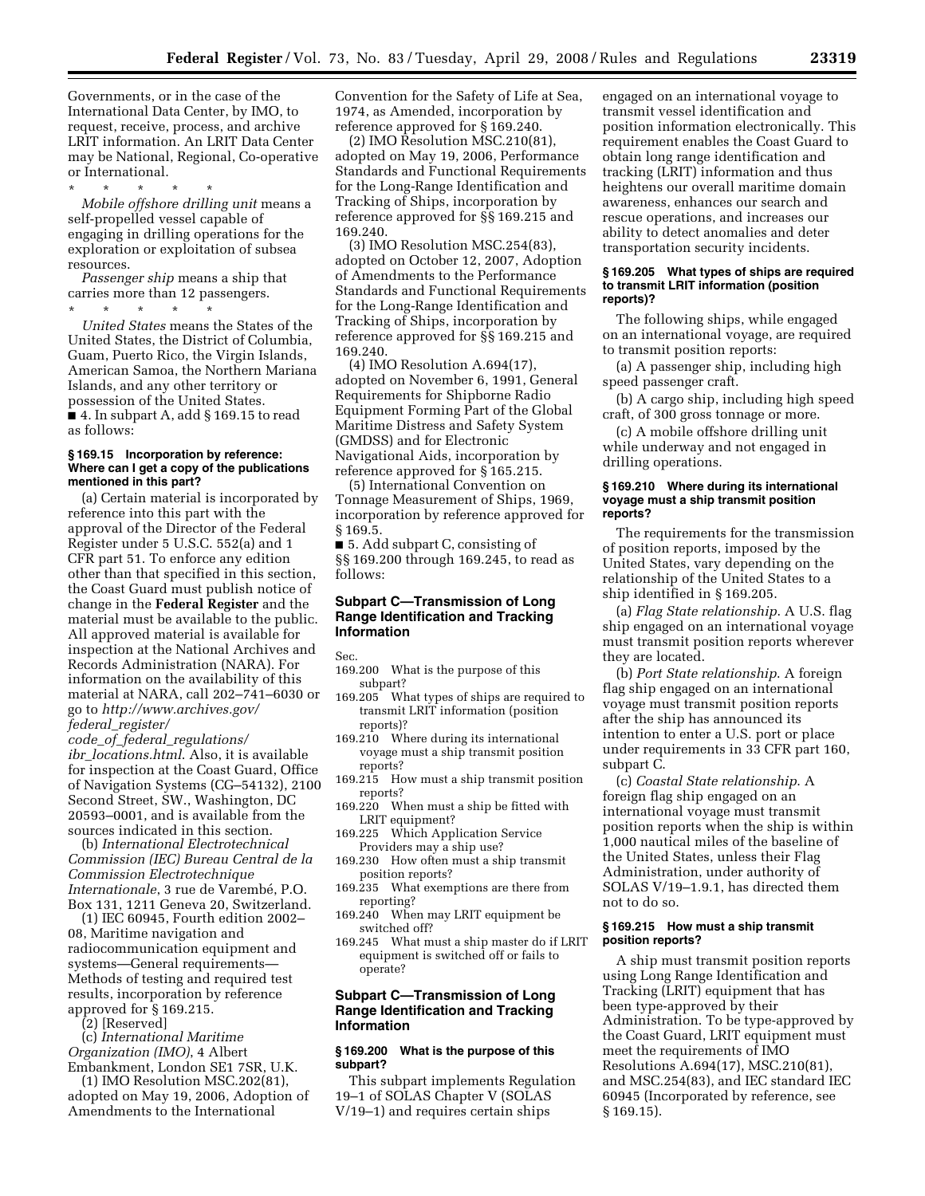Governments, or in the case of the International Data Center, by IMO, to request, receive, process, and archive LRIT information. An LRIT Data Center may be National, Regional, Co-operative or International.

\* \* \* \* \*

*Mobile offshore drilling unit* means a self-propelled vessel capable of engaging in drilling operations for the exploration or exploitation of subsea resources.

*Passenger ship* means a ship that carries more than 12 passengers.

\* \* \* \* \*

*United States* means the States of the United States, the District of Columbia, Guam, Puerto Rico, the Virgin Islands, American Samoa, the Northern Mariana Islands, and any other territory or possession of the United States.

■ 4. In subpart A, add § 169.15 to read as follows:

#### § 169.15 Incorporation by reference: Where can I get a copy of the publications mentioned in this part?

(a) Certain material is incorporated by reference into this part with the approval of the Director of the Federal Register under 5 U.S.C. 552(a) and 1 CFR part 51. To enforce any edition other than that specified in this section, the Coast Guard must publish notice of change in the **Federal Register** and the material must be available to the public. All approved material is available for inspection at the National Archives and Records Administration (NARA). For information on the availability of this material at NARA, call 202–741–6030 or go to *http://www.archives.gov/federal_register/code_of_federal_regulations/ibr_locations.html*. Also, it is available for inspection at the Coast Guard, Office of Navigation Systems (CG–54132), 2100 Second Street, SW., Washington, DC 20593–0001, and is available from the sources indicated in this section.

(b) *International Electrotechnical Commission (IEC) Bureau Central de la Commission Electrotechnique Internationale*, 3 rue de Varembé, P.O. Box 131, 1211 Geneva 20, Switzerland.

(1) IEC 60945, Fourth edition 2002–08, Maritime navigation and radiocommunication equipment and systems—General requirements—Methods of testing and required test results, incorporation by reference approved for § 169.215.

(2) [Reserved]

(c) *International Maritime Organization (IMO)*, 4 Albert Embankment, London SE1 7SR, U.K.

(1) IMO Resolution MSC.202(81), adopted on May 19, 2006, Adoption of Amendments to the International Convention for the Safety of Life at Sea, 1974, as Amended, incorporation by reference approved for § 169.240.

(2) IMO Resolution MSC.210(81), adopted on May 19, 2006, Performance Standards and Functional Requirements for the Long-Range Identification and Tracking of Ships, incorporation by reference approved for §§ 169.215 and 169.240.

(3) IMO Resolution MSC.254(83), adopted on October 12, 2007, Adoption of Amendments to the Performance Standards and Functional Requirements for the Long-Range Identification and Tracking of Ships, incorporation by reference approved for §§ 169.215 and 169.240.

(4) IMO Resolution A.694(17), adopted on November 6, 1991, General Requirements for Shipborne Radio Equipment Forming Part of the Global Maritime Distress and Safety System (GMDSS) and for Electronic Navigational Aids, incorporation by reference approved for § 165.215.

(5) International Convention on Tonnage Measurement of Ships, 1969, incorporation by reference approved for § 169.5.

■ 5. Add subpart C, consisting of §§ 169.200 through 169.245, to read as follows:

## Subpart C—Transmission of Long Range Identification and Tracking Information

Sec.
169.200 What is the purpose of this subpart?
169.205 What types of ships are required to transmit LRIT information (position reports)?
169.210 Where during its international voyage must a ship transmit position reports?
169.215 How must a ship transmit position reports?
169.220 When must a ship be fitted with LRIT equipment?
169.225 Which Application Service Providers may a ship use?
169.230 How often must a ship transmit position reports?
169.235 What exemptions are there from reporting?
169.240 When may LRIT equipment be switched off?
169.245 What must a ship master do if LRIT equipment is switched off or fails to operate?

## Subpart C—Transmission of Long Range Identification and Tracking Information

#### § 169.200 What is the purpose of this subpart?

This subpart implements Regulation 19–1 of SOLAS Chapter V (SOLAS V/19–1) and requires certain ships engaged on an international voyage to transmit vessel identification and position information electronically. This requirement enables the Coast Guard to obtain long range identification and tracking (LRIT) information and thus heightens our overall maritime domain awareness, enhances our search and rescue operations, and increases our ability to detect anomalies and deter transportation security incidents.

#### § 169.205 What types of ships are required to transmit LRIT information (position reports)?

The following ships, while engaged on an international voyage, are required to transmit position reports:

(a) A passenger ship, including high speed passenger craft.

(b) A cargo ship, including high speed craft, of 300 gross tonnage or more.

(c) A mobile offshore drilling unit while underway and not engaged in drilling operations.

#### § 169.210 Where during its international voyage must a ship transmit position reports?

The requirements for the transmission of position reports, imposed by the United States, vary depending on the relationship of the United States to a ship identified in § 169.205.

(a) *Flag State relationship.* A U.S. flag ship engaged on an international voyage must transmit position reports wherever they are located.

(b) *Port State relationship.* A foreign flag ship engaged on an international voyage must transmit position reports after the ship has announced its intention to enter a U.S. port or place under requirements in 33 CFR part 160, subpart C.

(c) *Coastal State relationship.* A foreign flag ship engaged on an international voyage must transmit position reports when the ship is within 1,000 nautical miles of the baseline of the United States, unless their Flag Administration, under authority of SOLAS V/19–1.9.1, has directed them not to do so.

#### § 169.215 How must a ship transmit position reports?

A ship must transmit position reports using Long Range Identification and Tracking (LRIT) equipment that has been type-approved by their Administration. To be type-approved by the Coast Guard, LRIT equipment must meet the requirements of IMO Resolutions A.694(17), MSC.210(81), and MSC.254(83), and IEC standard IEC 60945 (Incorporated by reference, see § 169.15).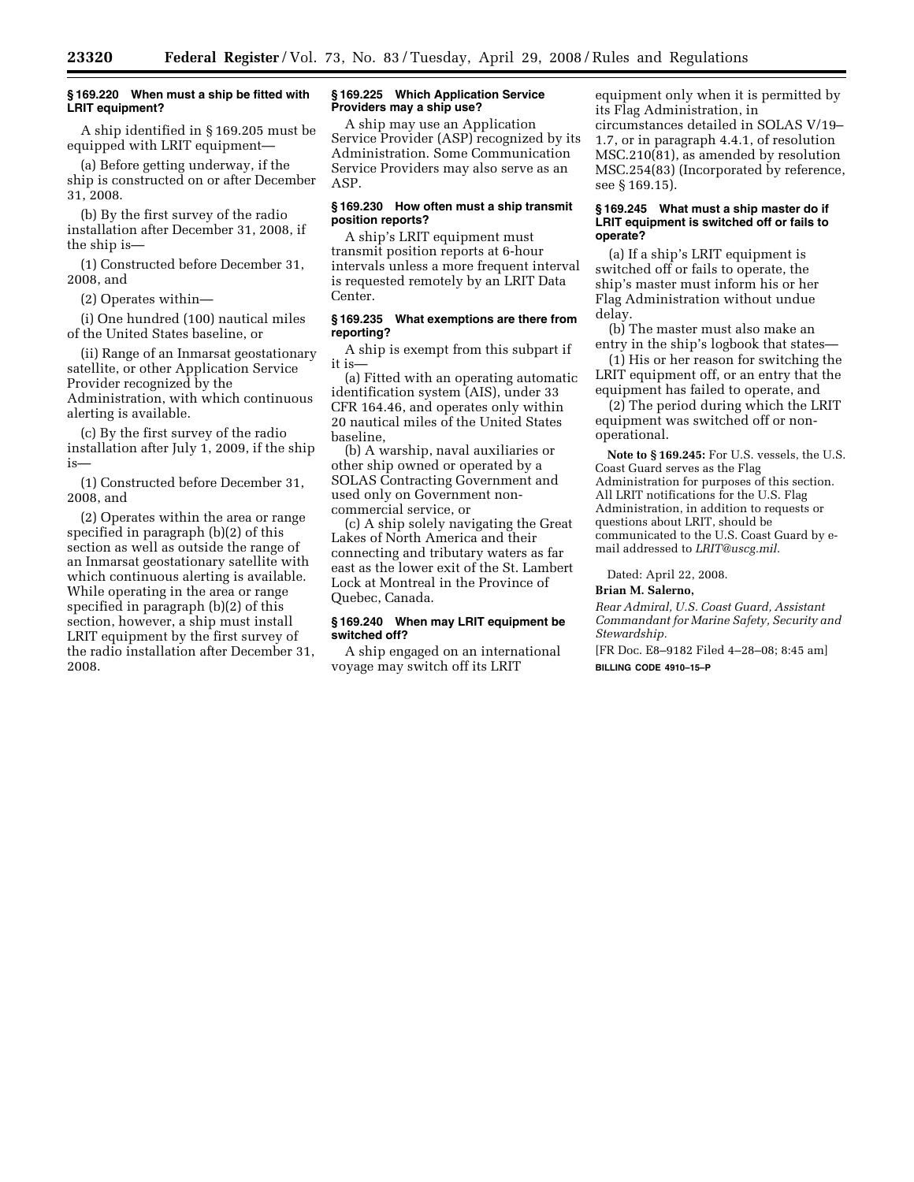### § 169.220 When must a ship be fitted with LRIT equipment?

A ship identified in § 169.205 must be equipped with LRIT equipment—

(a) Before getting underway, if the ship is constructed on or after December 31, 2008.

(b) By the first survey of the radio installation after December 31, 2008, if the ship is—

(1) Constructed before December 31, 2008, and

(2) Operates within—

(i) One hundred (100) nautical miles of the United States baseline, or

(ii) Range of an Inmarsat geostationary satellite, or other Application Service Provider recognized by the Administration, with which continuous alerting is available.

(c) By the first survey of the radio installation after July 1, 2009, if the ship is—

(1) Constructed before December 31, 2008, and

(2) Operates within the area or range specified in paragraph (b)(2) of this section as well as outside the range of an Inmarsat geostationary satellite with which continuous alerting is available. While operating in the area or range specified in paragraph (b)(2) of this section, however, a ship must install LRIT equipment by the first survey of the radio installation after December 31, 2008.

### § 169.225 Which Application Service Providers may a ship use?

A ship may use an Application Service Provider (ASP) recognized by its Administration. Some Communication Service Providers may also serve as an ASP.

### § 169.230 How often must a ship transmit position reports?

A ship's LRIT equipment must transmit position reports at 6-hour intervals unless a more frequent interval is requested remotely by an LRIT Data Center.

### § 169.235 What exemptions are there from reporting?

A ship is exempt from this subpart if it is—

(a) Fitted with an operating automatic identification system (AIS), under 33 CFR 164.46, and operates only within 20 nautical miles of the United States baseline,

(b) A warship, naval auxiliaries or other ship owned or operated by a SOLAS Contracting Government and used only on Government non-commercial service, or

(c) A ship solely navigating the Great Lakes of North America and their connecting and tributary waters as far east as the lower exit of the St. Lambert Lock at Montreal in the Province of Quebec, Canada.

### § 169.240 When may LRIT equipment be switched off?

A ship engaged on an international voyage may switch off its LRIT equipment only when it is permitted by its Flag Administration, in circumstances detailed in SOLAS V/19–1.7, or in paragraph 4.4.1, of resolution MSC.210(81), as amended by resolution MSC.254(83) (Incorporated by reference, see § 169.15).

### § 169.245 What must a ship master do if LRIT equipment is switched off or fails to operate?

(a) If a ship's LRIT equipment is switched off or fails to operate, the ship's master must inform his or her Flag Administration without undue delay.

(b) The master must also make an entry in the ship's logbook that states—

(1) His or her reason for switching the LRIT equipment off, or an entry that the equipment has failed to operate, and

(2) The period during which the LRIT equipment was switched off or non-operational.

**Note to § 169.245:** For U.S. vessels, the U.S. Coast Guard serves as the Flag Administration for purposes of this section. All LRIT notifications for the U.S. Flag Administration, in addition to requests or questions about LRIT, should be communicated to the U.S. Coast Guard by e-mail addressed to *LRIT@uscg.mil*.

Dated: April 22, 2008.

**Brian M. Salerno,**

*Rear Admiral, U.S. Coast Guard, Assistant Commandant for Marine Safety, Security and Stewardship.*

[FR Doc. E8–9182 Filed 4–28–08; 8:45 am]

**BILLING CODE 4910–15–P**